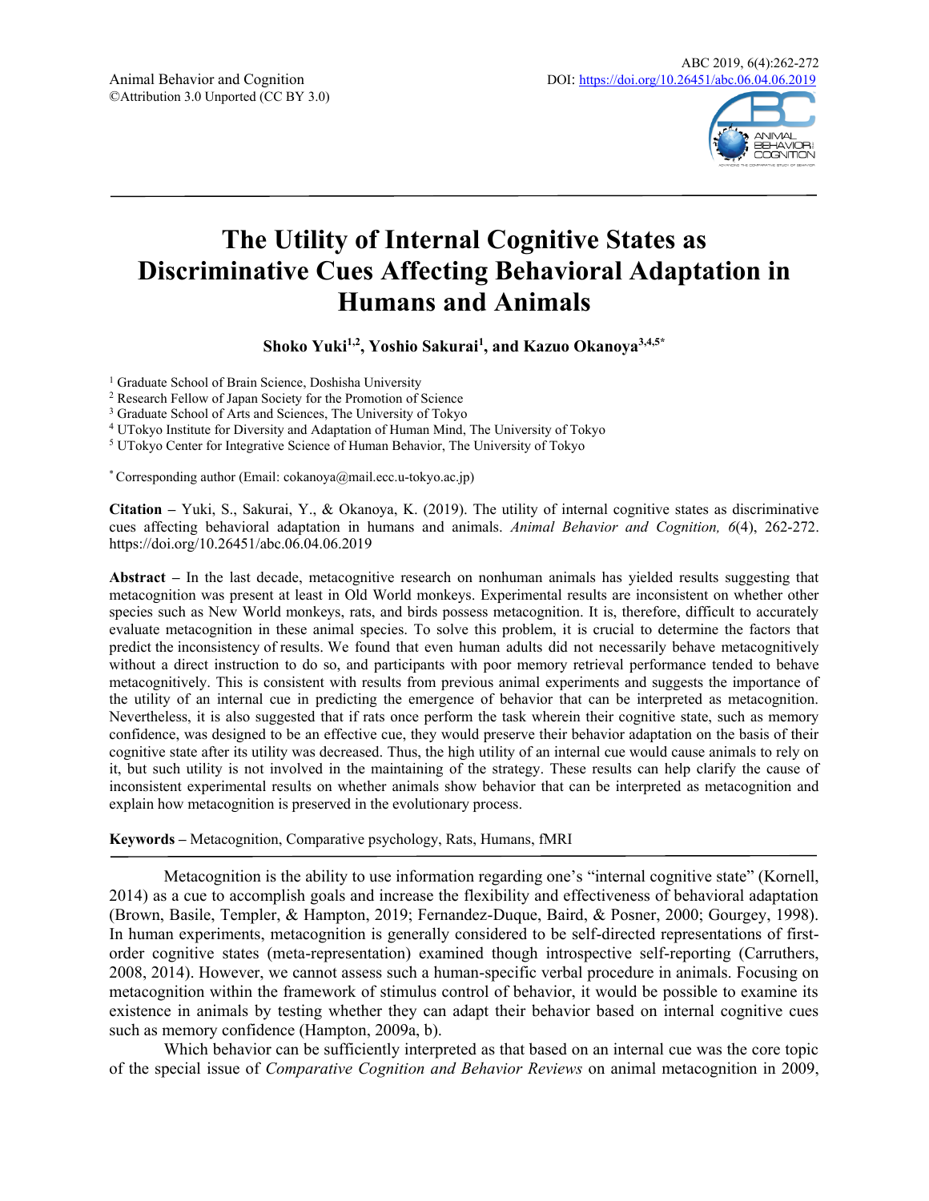# The Utility of Internal Cognitive States as Discriminative Cues Affecting Behavioral Adaptation in Humans and Animals

**Shoko Yuki[1,2], Yoshio Sakurai[1], and Kazuo Okanoya[3,4,5*]**

[1] Graduate School of Brain Science, Doshisha University
[2] Research Fellow of Japan Society for the Promotion of Science
[3] Graduate School of Arts and Sciences, The University of Tokyo
[4] UTokyo Institute for Diversity and Adaptation of Human Mind, The University of Tokyo
[5] UTokyo Center for Integrative Science of Human Behavior, The University of Tokyo

[*] Corresponding author (Email: cokanoya@mail.ecc.u-tokyo.ac.jp)

**Citation –** Yuki, S., Sakurai, Y., & Okanoya, K. (2019). The utility of internal cognitive states as discriminative cues affecting behavioral adaptation in humans and animals. *Animal Behavior and Cognition, 6*(4), 262-272. https://doi.org/10.26451/abc.06.04.06.2019

**Abstract –** In the last decade, metacognitive research on nonhuman animals has yielded results suggesting that metacognition was present at least in Old World monkeys. Experimental results are inconsistent on whether other species such as New World monkeys, rats, and birds possess metacognition. It is, therefore, difficult to accurately evaluate metacognition in these animal species. To solve this problem, it is crucial to determine the factors that predict the inconsistency of results. We found that even human adults did not necessarily behave metacognitively without a direct instruction to do so, and participants with poor memory retrieval performance tended to behave metacognitively. This is consistent with results from previous animal experiments and suggests the importance of the utility of an internal cue in predicting the emergence of behavior that can be interpreted as metacognition. Nevertheless, it is also suggested that if rats once perform the task wherein their cognitive state, such as memory confidence, was designed to be an effective cue, they would preserve their behavior adaptation on the basis of their cognitive state after its utility was decreased. Thus, the high utility of an internal cue would cause animals to rely on it, but such utility is not involved in the maintaining of the strategy. These results can help clarify the cause of inconsistent experimental results on whether animals show behavior that can be interpreted as metacognition and explain how metacognition is preserved in the evolutionary process.

**Keywords –** Metacognition, Comparative psychology, Rats, Humans, fMRI

Metacognition is the ability to use information regarding one's "internal cognitive state" (Kornell, 2014) as a cue to accomplish goals and increase the flexibility and effectiveness of behavioral adaptation (Brown, Basile, Templer, & Hampton, 2019; Fernandez-Duque, Baird, & Posner, 2000; Gourgey, 1998). In human experiments, metacognition is generally considered to be self-directed representations of first-order cognitive states (meta-representation) examined though introspective self-reporting (Carruthers, 2008, 2014). However, we cannot assess such a human-specific verbal procedure in animals. Focusing on metacognition within the framework of stimulus control of behavior, it would be possible to examine its existence in animals by testing whether they can adapt their behavior based on internal cognitive cues such as memory confidence (Hampton, 2009a, b).

Which behavior can be sufficiently interpreted as that based on an internal cue was the core topic of the special issue of *Comparative Cognition and Behavior Reviews* on animal metacognition in 2009,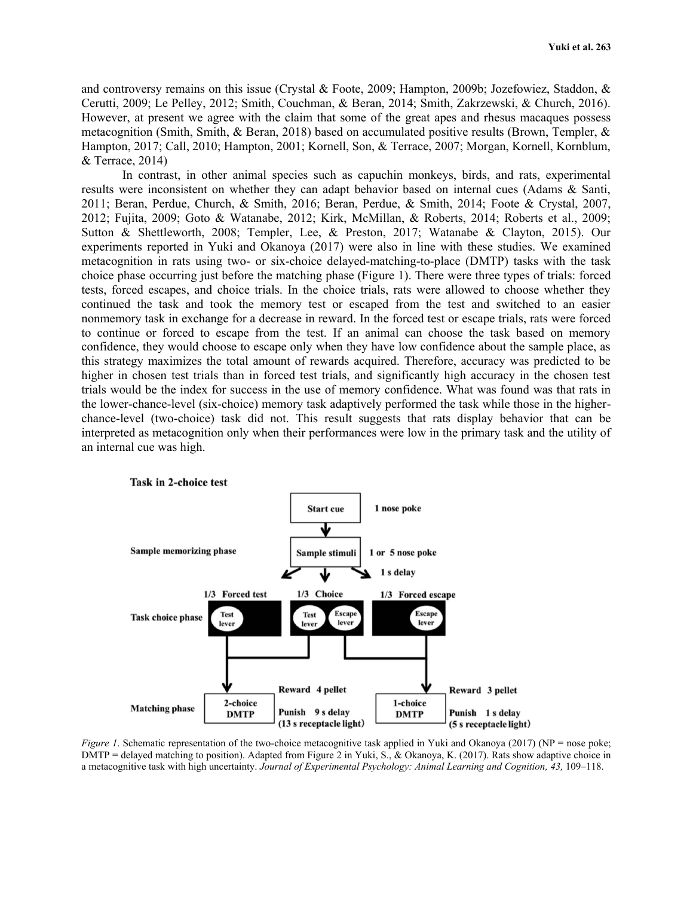and controversy remains on this issue (Crystal & Foote, 2009; Hampton, 2009b; Jozefowiez, Staddon, & Cerutti, 2009; Le Pelley, 2012; Smith, Couchman, & Beran, 2014; Smith, Zakrzewski, & Church, 2016). However, at present we agree with the claim that some of the great apes and rhesus macaques possess metacognition (Smith, Smith, & Beran, 2018) based on accumulated positive results (Brown, Templer, & Hampton, 2017; Call, 2010; Hampton, 2001; Kornell, Son, & Terrace, 2007; Morgan, Kornell, Kornblum, & Terrace, 2014)

In contrast, in other animal species such as capuchin monkeys, birds, and rats, experimental results were inconsistent on whether they can adapt behavior based on internal cues (Adams & Santi, 2011; Beran, Perdue, Church, & Smith, 2016; Beran, Perdue, & Smith, 2014; Foote & Crystal, 2007, 2012; Fujita, 2009; Goto & Watanabe, 2012; Kirk, McMillan, & Roberts, 2014; Roberts et al., 2009; Sutton & Shettleworth, 2008; Templer, Lee, & Preston, 2017; Watanabe & Clayton, 2015). Our experiments reported in Yuki and Okanoya (2017) were also in line with these studies. We examined metacognition in rats using two- or six-choice delayed-matching-to-place (DMTP) tasks with the task choice phase occurring just before the matching phase (Figure 1). There were three types of trials: forced tests, forced escapes, and choice trials. In the choice trials, rats were allowed to choose whether they continued the task and took the memory test or escaped from the test and switched to an easier nonmemory task in exchange for a decrease in reward. In the forced test or escape trials, rats were forced to continue or forced to escape from the test. If an animal can choose the task based on memory confidence, they would choose to escape only when they have low confidence about the sample place, as this strategy maximizes the total amount of rewards acquired. Therefore, accuracy was predicted to be higher in chosen test trials than in forced test trials, and significantly high accuracy in the chosen test trials would be the index for success in the use of memory confidence. What was found was that rats in the lower-chance-level (six-choice) memory task adaptively performed the task while those in the higher-chance-level (two-choice) task did not. This result suggests that rats display behavior that can be interpreted as metacognition only when their performances were low in the primary task and the utility of an internal cue was high.

**Task in 2-choice test**

| Phase | Forced test (1/3) | Choice (1/3) | Forced escape (1/3) |
|---|---|---|---|
| Start cue | 1 nose poke | | |
| Sample memorizing phase | Sample stimuli: 1 or 5 nose poke; 1 s delay | | |
| Task choice phase | Test lever | Test lever / Escape lever | Escape lever |
| Matching phase | 2-choice DMTP — Reward 4 pellet; Punish 9 s delay (13 s receptacle light) | | 1-choice DMTP — Reward 3 pellet; Punish 1 s delay (5 s receptacle light) |

*Figure 1*. Schematic representation of the two-choice metacognitive task applied in Yuki and Okanoya (2017) (NP = nose poke; DMTP = delayed matching to position). Adapted from Figure 2 in Yuki, S., & Okanoya, K. (2017). Rats show adaptive choice in a metacognitive task with high uncertainty. *Journal of Experimental Psychology: Animal Learning and Cognition, 43,* 109–118.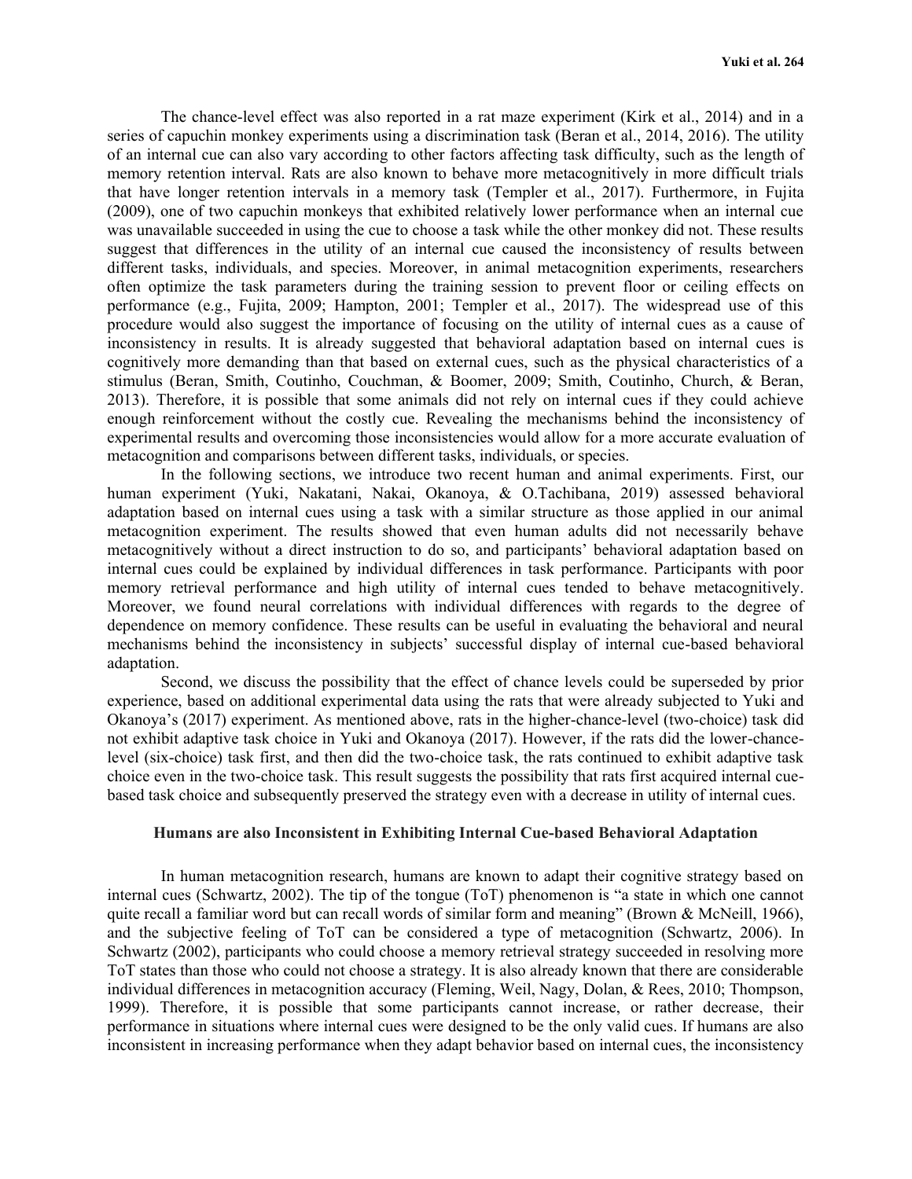The chance-level effect was also reported in a rat maze experiment (Kirk et al., 2014) and in a series of capuchin monkey experiments using a discrimination task (Beran et al., 2014, 2016). The utility of an internal cue can also vary according to other factors affecting task difficulty, such as the length of memory retention interval. Rats are also known to behave more metacognitively in more difficult trials that have longer retention intervals in a memory task (Templer et al., 2017). Furthermore, in Fujita (2009), one of two capuchin monkeys that exhibited relatively lower performance when an internal cue was unavailable succeeded in using the cue to choose a task while the other monkey did not. These results suggest that differences in the utility of an internal cue caused the inconsistency of results between different tasks, individuals, and species. Moreover, in animal metacognition experiments, researchers often optimize the task parameters during the training session to prevent floor or ceiling effects on performance (e.g., Fujita, 2009; Hampton, 2001; Templer et al., 2017). The widespread use of this procedure would also suggest the importance of focusing on the utility of internal cues as a cause of inconsistency in results. It is already suggested that behavioral adaptation based on internal cues is cognitively more demanding than that based on external cues, such as the physical characteristics of a stimulus (Beran, Smith, Coutinho, Couchman, & Boomer, 2009; Smith, Coutinho, Church, & Beran, 2013). Therefore, it is possible that some animals did not rely on internal cues if they could achieve enough reinforcement without the costly cue. Revealing the mechanisms behind the inconsistency of experimental results and overcoming those inconsistencies would allow for a more accurate evaluation of metacognition and comparisons between different tasks, individuals, or species.

In the following sections, we introduce two recent human and animal experiments. First, our human experiment (Yuki, Nakatani, Nakai, Okanoya, & O.Tachibana, 2019) assessed behavioral adaptation based on internal cues using a task with a similar structure as those applied in our animal metacognition experiment. The results showed that even human adults did not necessarily behave metacognitively without a direct instruction to do so, and participants' behavioral adaptation based on internal cues could be explained by individual differences in task performance. Participants with poor memory retrieval performance and high utility of internal cues tended to behave metacognitively. Moreover, we found neural correlations with individual differences with regards to the degree of dependence on memory confidence. These results can be useful in evaluating the behavioral and neural mechanisms behind the inconsistency in subjects' successful display of internal cue-based behavioral adaptation.

Second, we discuss the possibility that the effect of chance levels could be superseded by prior experience, based on additional experimental data using the rats that were already subjected to Yuki and Okanoya's (2017) experiment. As mentioned above, rats in the higher-chance-level (two-choice) task did not exhibit adaptive task choice in Yuki and Okanoya (2017). However, if the rats did the lower-chance-level (six-choice) task first, and then did the two-choice task, the rats continued to exhibit adaptive task choice even in the two-choice task. This result suggests the possibility that rats first acquired internal cue-based task choice and subsequently preserved the strategy even with a decrease in utility of internal cues.

## Humans are also Inconsistent in Exhibiting Internal Cue-based Behavioral Adaptation

In human metacognition research, humans are known to adapt their cognitive strategy based on internal cues (Schwartz, 2002). The tip of the tongue (ToT) phenomenon is "a state in which one cannot quite recall a familiar word but can recall words of similar form and meaning" (Brown & McNeill, 1966), and the subjective feeling of ToT can be considered a type of metacognition (Schwartz, 2006). In Schwartz (2002), participants who could choose a memory retrieval strategy succeeded in resolving more ToT states than those who could not choose a strategy. It is also already known that there are considerable individual differences in metacognition accuracy (Fleming, Weil, Nagy, Dolan, & Rees, 2010; Thompson, 1999). Therefore, it is possible that some participants cannot increase, or rather decrease, their performance in situations where internal cues were designed to be the only valid cues. If humans are also inconsistent in increasing performance when they adapt behavior based on internal cues, the inconsistency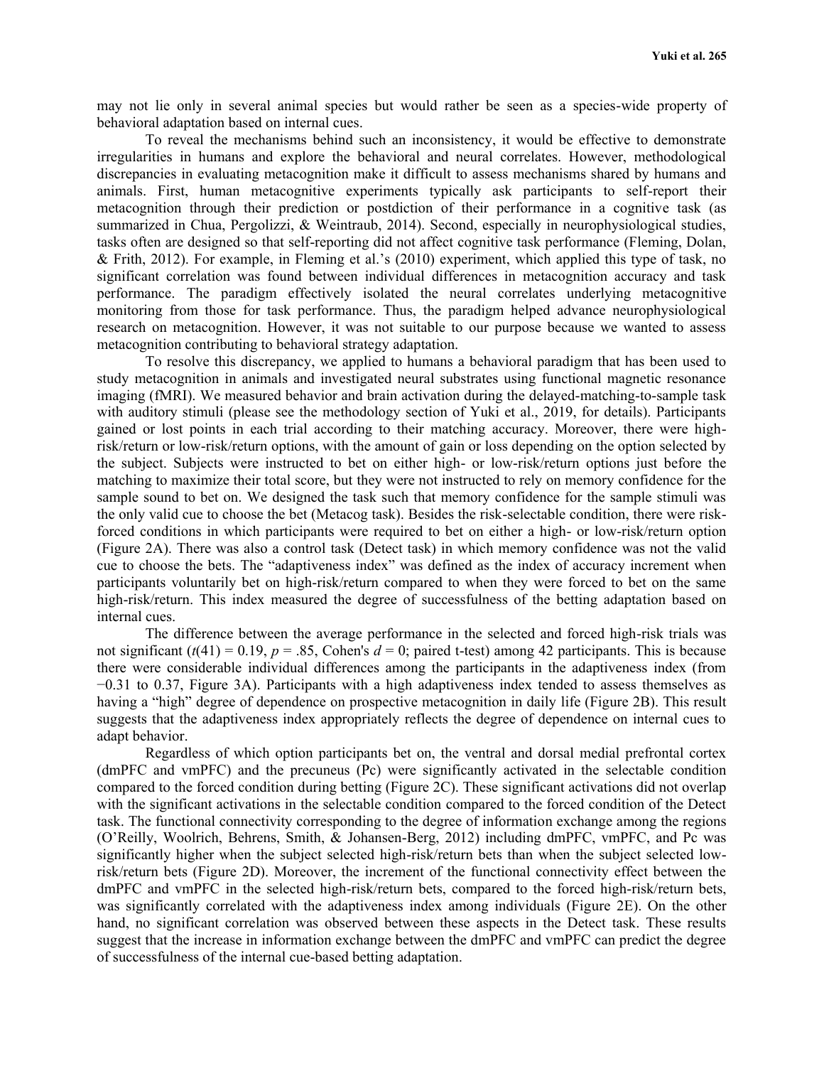may not lie only in several animal species but would rather be seen as a species-wide property of behavioral adaptation based on internal cues.

To reveal the mechanisms behind such an inconsistency, it would be effective to demonstrate irregularities in humans and explore the behavioral and neural correlates. However, methodological discrepancies in evaluating metacognition make it difficult to assess mechanisms shared by humans and animals. First, human metacognitive experiments typically ask participants to self-report their metacognition through their prediction or postdiction of their performance in a cognitive task (as summarized in Chua, Pergolizzi, & Weintraub, 2014). Second, especially in neurophysiological studies, tasks often are designed so that self-reporting did not affect cognitive task performance (Fleming, Dolan, & Frith, 2012). For example, in Fleming et al.'s (2010) experiment, which applied this type of task, no significant correlation was found between individual differences in metacognition accuracy and task performance. The paradigm effectively isolated the neural correlates underlying metacognitive monitoring from those for task performance. Thus, the paradigm helped advance neurophysiological research on metacognition. However, it was not suitable to our purpose because we wanted to assess metacognition contributing to behavioral strategy adaptation.

To resolve this discrepancy, we applied to humans a behavioral paradigm that has been used to study metacognition in animals and investigated neural substrates using functional magnetic resonance imaging (fMRI). We measured behavior and brain activation during the delayed-matching-to-sample task with auditory stimuli (please see the methodology section of Yuki et al., 2019, for details). Participants gained or lost points in each trial according to their matching accuracy. Moreover, there were high-risk/return or low-risk/return options, with the amount of gain or loss depending on the option selected by the subject. Subjects were instructed to bet on either high- or low-risk/return options just before the matching to maximize their total score, but they were not instructed to rely on memory confidence for the sample sound to bet on. We designed the task such that memory confidence for the sample stimuli was the only valid cue to choose the bet (Metacog task). Besides the risk-selectable condition, there were risk-forced conditions in which participants were required to bet on either a high- or low-risk/return option (Figure 2A). There was also a control task (Detect task) in which memory confidence was not the valid cue to choose the bets. The "adaptiveness index" was defined as the index of accuracy increment when participants voluntarily bet on high-risk/return compared to when they were forced to bet on the same high-risk/return. This index measured the degree of successfulness of the betting adaptation based on internal cues.

The difference between the average performance in the selected and forced high-risk trials was not significant ($t(41) = 0.19$, $p = .85$, Cohen's $d = 0$; paired t-test) among 42 participants. This is because there were considerable individual differences among the participants in the adaptiveness index (from −0.31 to 0.37, Figure 3A). Participants with a high adaptiveness index tended to assess themselves as having a "high" degree of dependence on prospective metacognition in daily life (Figure 2B). This result suggests that the adaptiveness index appropriately reflects the degree of dependence on internal cues to adapt behavior.

Regardless of which option participants bet on, the ventral and dorsal medial prefrontal cortex (dmPFC and vmPFC) and the precuneus (Pc) were significantly activated in the selectable condition compared to the forced condition during betting (Figure 2C). These significant activations did not overlap with the significant activations in the selectable condition compared to the forced condition of the Detect task. The functional connectivity corresponding to the degree of information exchange among the regions (O'Reilly, Woolrich, Behrens, Smith, & Johansen-Berg, 2012) including dmPFC, vmPFC, and Pc was significantly higher when the subject selected high-risk/return bets than when the subject selected low-risk/return bets (Figure 2D). Moreover, the increment of the functional connectivity effect between the dmPFC and vmPFC in the selected high-risk/return bets, compared to the forced high-risk/return bets, was significantly correlated with the adaptiveness index among individuals (Figure 2E). On the other hand, no significant correlation was observed between these aspects in the Detect task. These results suggest that the increase in information exchange between the dmPFC and vmPFC can predict the degree of successfulness of the internal cue-based betting adaptation.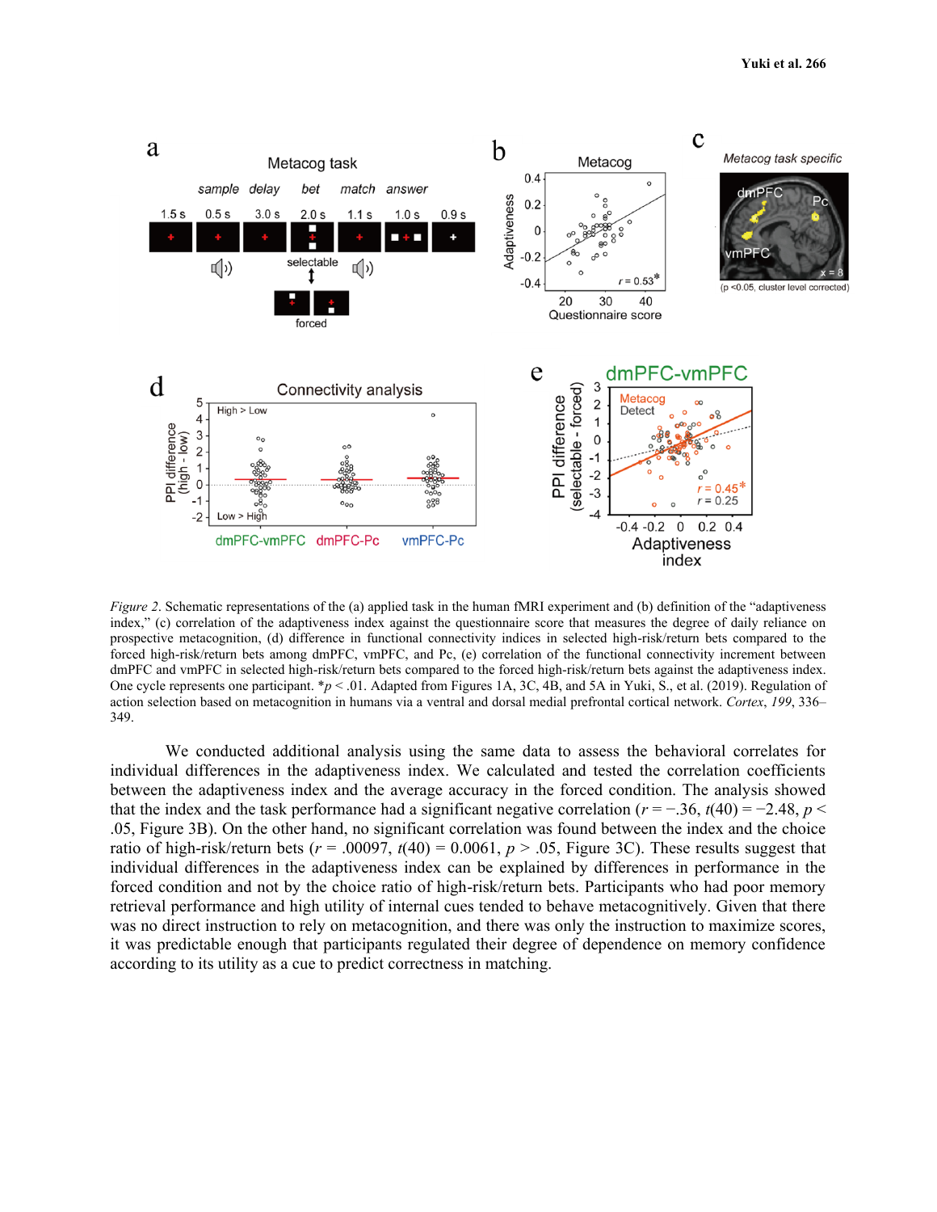*Figure 2.* Schematic representations of the (a) applied task in the human fMRI experiment and (b) definition of the "adaptiveness index," (c) correlation of the adaptiveness index against the questionnaire score that measures the degree of daily reliance on prospective metacognition, (d) difference in functional connectivity indices in selected high-risk/return bets compared to the forced high-risk/return bets among dmPFC, vmPFC, and Pc, (e) correlation of the functional connectivity increment between dmPFC and vmPFC in selected high-risk/return bets compared to the forced high-risk/return bets against the adaptiveness index. One cycle represents one participant. \**p* < .01. Adapted from Figures 1A, 3C, 4B, and 5A in Yuki, S., et al. (2019). Regulation of action selection based on metacognition in humans via a ventral and dorsal medial prefrontal cortical network. *Cortex*, *199*, 336–349.

We conducted additional analysis using the same data to assess the behavioral correlates for individual differences in the adaptiveness index. We calculated and tested the correlation coefficients between the adaptiveness index and the average accuracy in the forced condition. The analysis showed that the index and the task performance had a significant negative correlation ($r = -.36$, $t(40) = -2.48$, $p < .05$, Figure 3B). On the other hand, no significant correlation was found between the index and the choice ratio of high-risk/return bets ($r = .00097$, $t(40) = 0.0061$, $p > .05$, Figure 3C). These results suggest that individual differences in the adaptiveness index can be explained by differences in performance in the forced condition and not by the choice ratio of high-risk/return bets. Participants who had poor memory retrieval performance and high utility of internal cues tended to behave metacognitively. Given that there was no direct instruction to rely on metacognition, and there was only the instruction to maximize scores, it was predictable enough that participants regulated their degree of dependence on memory confidence according to its utility as a cue to predict correctness in matching.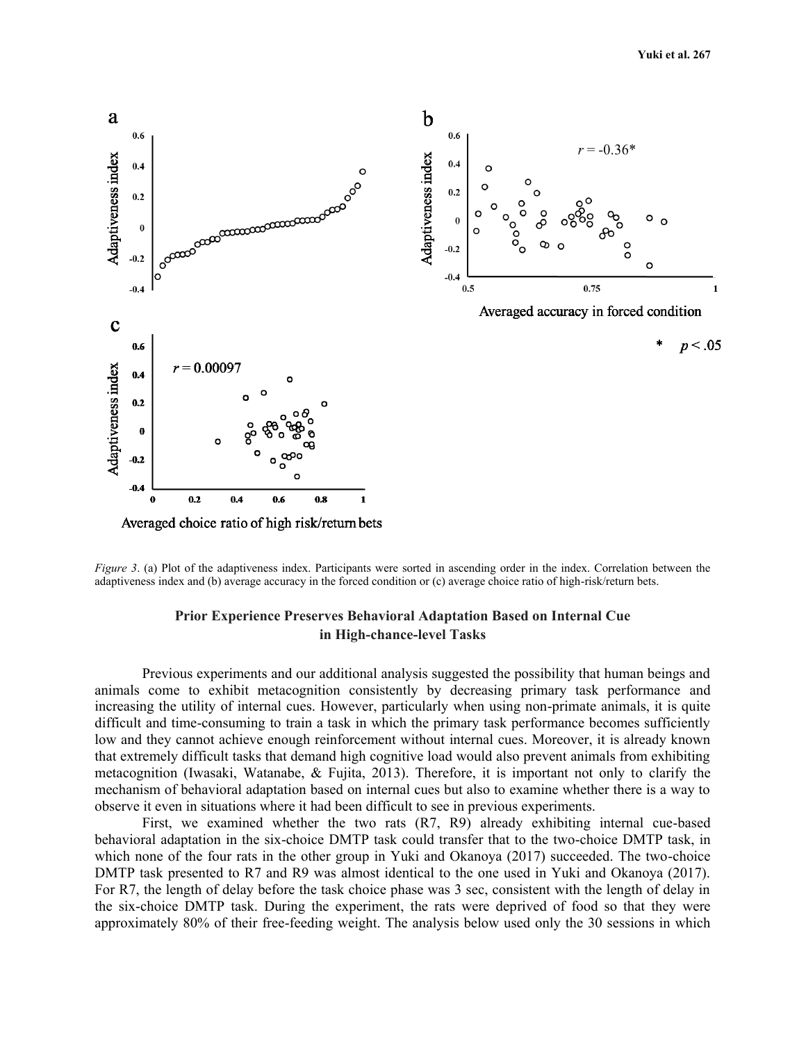*Figure 3*. (a) Plot of the adaptiveness index. Participants were sorted in ascending order in the index. Correlation between the adaptiveness index and (b) average accuracy in the forced condition or (c) average choice ratio of high-risk/return bets.

## Prior Experience Preserves Behavioral Adaptation Based on Internal Cue in High-chance-level Tasks

Previous experiments and our additional analysis suggested the possibility that human beings and animals come to exhibit metacognition consistently by decreasing primary task performance and increasing the utility of internal cues. However, particularly when using non-primate animals, it is quite difficult and time-consuming to train a task in which the primary task performance becomes sufficiently low and they cannot achieve enough reinforcement without internal cues. Moreover, it is already known that extremely difficult tasks that demand high cognitive load would also prevent animals from exhibiting metacognition (Iwasaki, Watanabe, & Fujita, 2013). Therefore, it is important not only to clarify the mechanism of behavioral adaptation based on internal cues but also to examine whether there is a way to observe it even in situations where it had been difficult to see in previous experiments.

First, we examined whether the two rats (R7, R9) already exhibiting internal cue-based behavioral adaptation in the six-choice DMTP task could transfer that to the two-choice DMTP task, in which none of the four rats in the other group in Yuki and Okanoya (2017) succeeded. The two-choice DMTP task presented to R7 and R9 was almost identical to the one used in Yuki and Okanoya (2017). For R7, the length of delay before the task choice phase was 3 sec, consistent with the length of delay in the six-choice DMTP task. During the experiment, the rats were deprived of food so that they were approximately 80% of their free-feeding weight. The analysis below used only the 30 sessions in which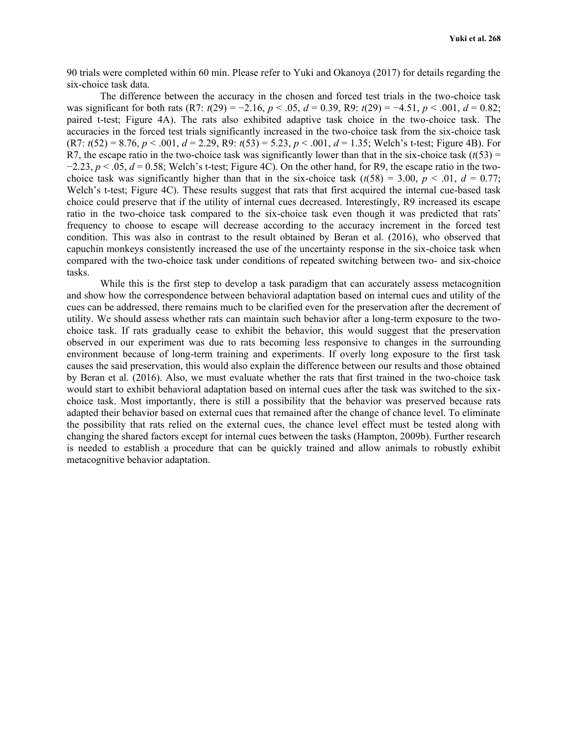90 trials were completed within 60 min. Please refer to Yuki and Okanoya (2017) for details regarding the six-choice task data.

The difference between the accuracy in the chosen and forced test trials in the two-choice task was significant for both rats (R7: $t(29) = −2.16$, $p < .05$, $d = 0.39$, R9: $t(29) = −4.51$, $p < .001$, $d = 0.82$; paired t-test; Figure 4A). The rats also exhibited adaptive task choice in the two-choice task. The accuracies in the forced test trials significantly increased in the two-choice task from the six-choice task (R7: $t(52) = 8.76$, $p < .001$, $d = 2.29$, R9: $t(53) = 5.23$, $p < .001$, $d = 1.35$; Welch's t-test; Figure 4B). For R7, the escape ratio in the two-choice task was significantly lower than that in the six-choice task ($t(53) = −2.23$, $p < .05$, $d = 0.58$; Welch's t-test; Figure 4C). On the other hand, for R9, the escape ratio in the two-choice task was significantly higher than that in the six-choice task ($t(58) = 3.00$, $p < .01$, $d = 0.77$; Welch's t-test; Figure 4C). These results suggest that rats that first acquired the internal cue-based task choice could preserve that if the utility of internal cues decreased. Interestingly, R9 increased its escape ratio in the two-choice task compared to the six-choice task even though it was predicted that rats' frequency to choose to escape will decrease according to the accuracy increment in the forced test condition. This was also in contrast to the result obtained by Beran et al. (2016), who observed that capuchin monkeys consistently increased the use of the uncertainty response in the six-choice task when compared with the two-choice task under conditions of repeated switching between two- and six-choice tasks.

While this is the first step to develop a task paradigm that can accurately assess metacognition and show how the correspondence between behavioral adaptation based on internal cues and utility of the cues can be addressed, there remains much to be clarified even for the preservation after the decrement of utility. We should assess whether rats can maintain such behavior after a long-term exposure to the two-choice task. If rats gradually cease to exhibit the behavior, this would suggest that the preservation observed in our experiment was due to rats becoming less responsive to changes in the surrounding environment because of long-term training and experiments. If overly long exposure to the first task causes the said preservation, this would also explain the difference between our results and those obtained by Beran et al. (2016). Also, we must evaluate whether the rats that first trained in the two-choice task would start to exhibit behavioral adaptation based on internal cues after the task was switched to the six-choice task. Most importantly, there is still a possibility that the behavior was preserved because rats adapted their behavior based on external cues that remained after the change of chance level. To eliminate the possibility that rats relied on the external cues, the chance level effect must be tested along with changing the shared factors except for internal cues between the tasks (Hampton, 2009b). Further research is needed to establish a procedure that can be quickly trained and allow animals to robustly exhibit metacognitive behavior adaptation.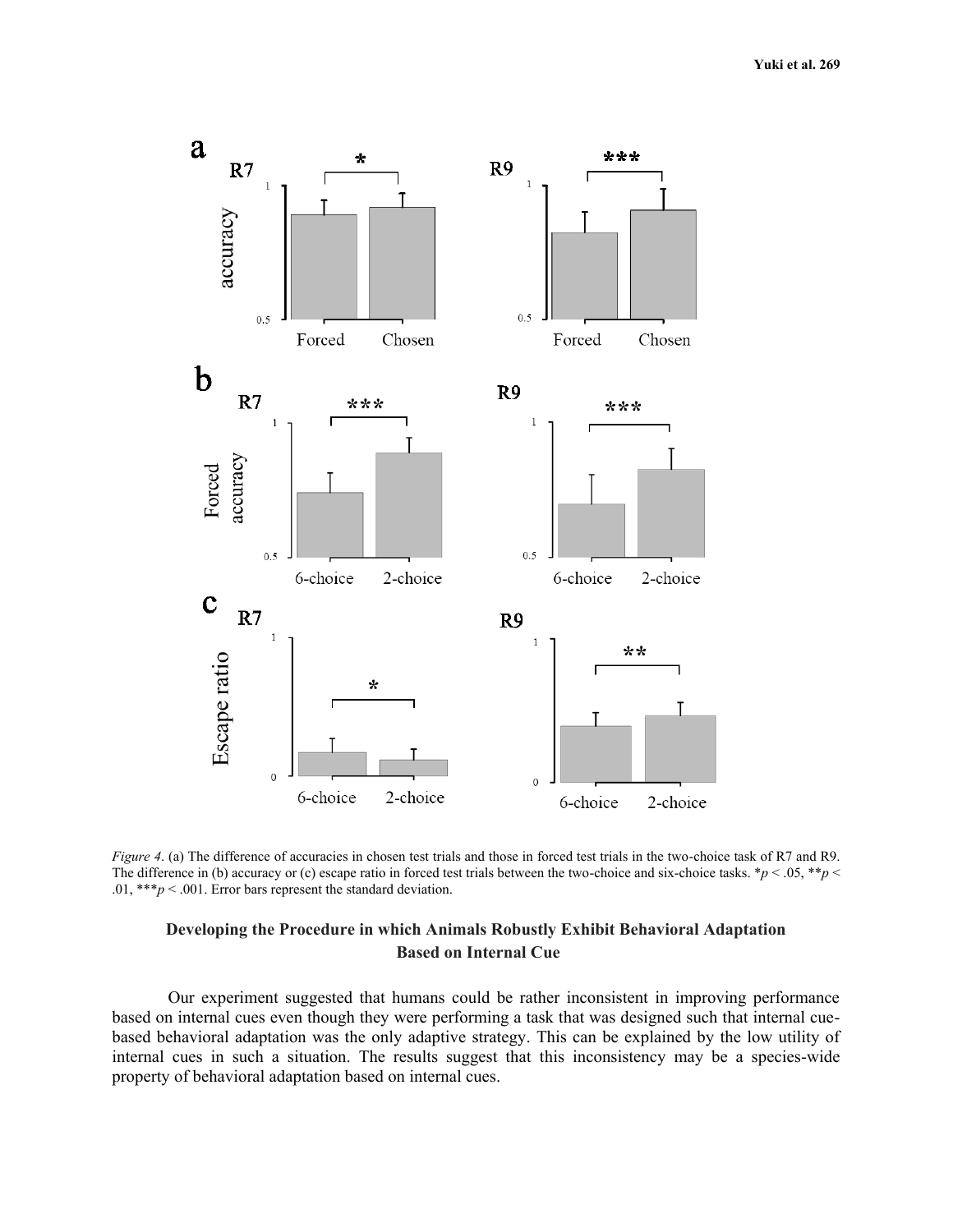*Figure 4*. (a) The difference of accuracies in chosen test trials and those in forced test trials in the two-choice task of R7 and R9. The difference in (b) accuracy or (c) escape ratio in forced test trials between the two-choice and six-choice tasks. *$p < .05$, **$p < .01$, ***$p < .001$. Error bars represent the standard deviation.

### Developing the Procedure in which Animals Robustly Exhibit Behavioral Adaptation Based on Internal Cue

Our experiment suggested that humans could be rather inconsistent in improving performance based on internal cues even though they were performing a task that was designed such that internal cue-based behavioral adaptation was the only adaptive strategy. This can be explained by the low utility of internal cues in such a situation. The results suggest that this inconsistency may be a species-wide property of behavioral adaptation based on internal cues.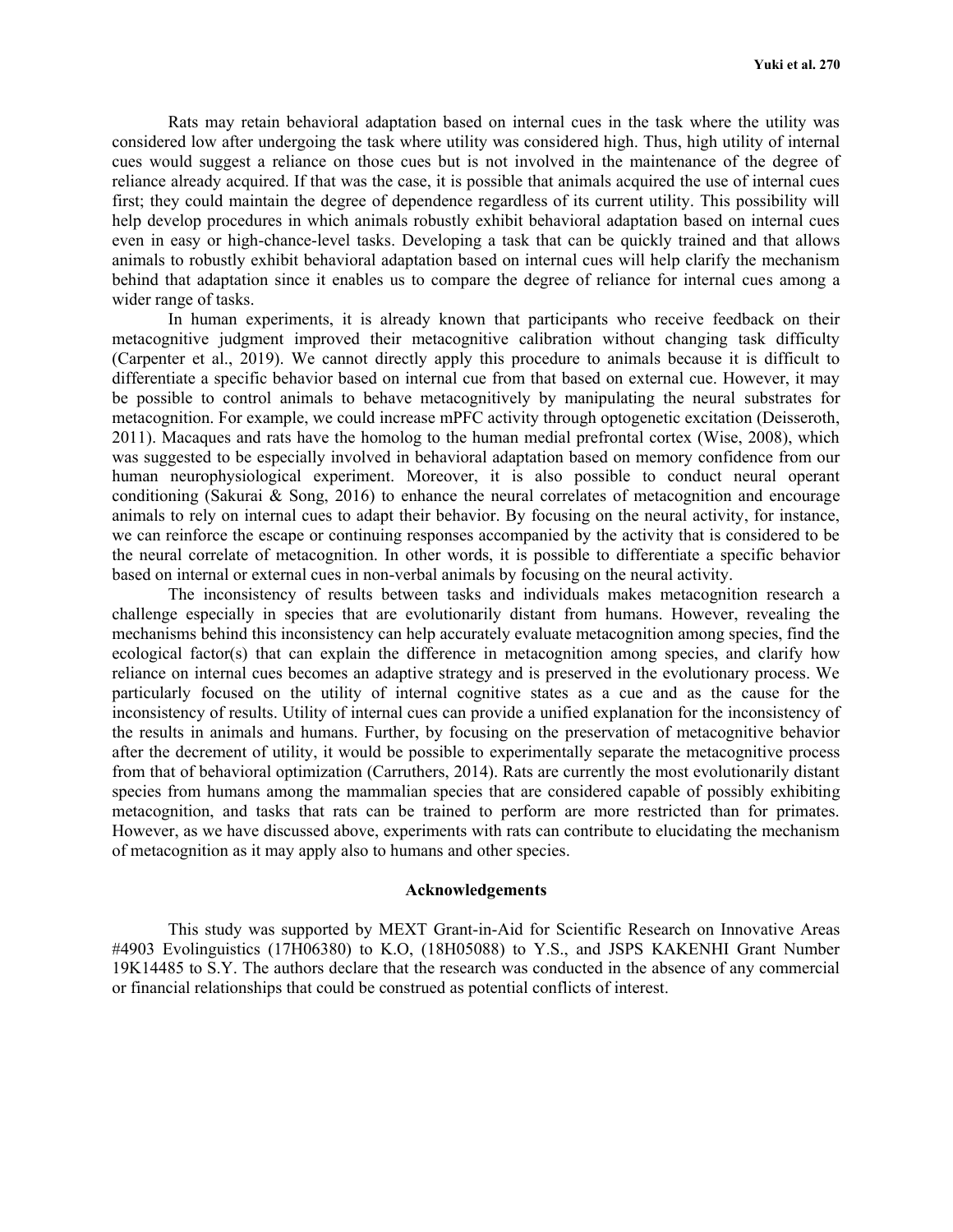Rats may retain behavioral adaptation based on internal cues in the task where the utility was considered low after undergoing the task where utility was considered high. Thus, high utility of internal cues would suggest a reliance on those cues but is not involved in the maintenance of the degree of reliance already acquired. If that was the case, it is possible that animals acquired the use of internal cues first; they could maintain the degree of dependence regardless of its current utility. This possibility will help develop procedures in which animals robustly exhibit behavioral adaptation based on internal cues even in easy or high-chance-level tasks. Developing a task that can be quickly trained and that allows animals to robustly exhibit behavioral adaptation based on internal cues will help clarify the mechanism behind that adaptation since it enables us to compare the degree of reliance for internal cues among a wider range of tasks.

In human experiments, it is already known that participants who receive feedback on their metacognitive judgment improved their metacognitive calibration without changing task difficulty (Carpenter et al., 2019). We cannot directly apply this procedure to animals because it is difficult to differentiate a specific behavior based on internal cue from that based on external cue. However, it may be possible to control animals to behave metacognitively by manipulating the neural substrates for metacognition. For example, we could increase mPFC activity through optogenetic excitation (Deisseroth, 2011). Macaques and rats have the homolog to the human medial prefrontal cortex (Wise, 2008), which was suggested to be especially involved in behavioral adaptation based on memory confidence from our human neurophysiological experiment. Moreover, it is also possible to conduct neural operant conditioning (Sakurai & Song, 2016) to enhance the neural correlates of metacognition and encourage animals to rely on internal cues to adapt their behavior. By focusing on the neural activity, for instance, we can reinforce the escape or continuing responses accompanied by the activity that is considered to be the neural correlate of metacognition. In other words, it is possible to differentiate a specific behavior based on internal or external cues in non-verbal animals by focusing on the neural activity.

The inconsistency of results between tasks and individuals makes metacognition research a challenge especially in species that are evolutionarily distant from humans. However, revealing the mechanisms behind this inconsistency can help accurately evaluate metacognition among species, find the ecological factor(s) that can explain the difference in metacognition among species, and clarify how reliance on internal cues becomes an adaptive strategy and is preserved in the evolutionary process. We particularly focused on the utility of internal cognitive states as a cue and as the cause for the inconsistency of results. Utility of internal cues can provide a unified explanation for the inconsistency of the results in animals and humans. Further, by focusing on the preservation of metacognitive behavior after the decrement of utility, it would be possible to experimentally separate the metacognitive process from that of behavioral optimization (Carruthers, 2014). Rats are currently the most evolutionarily distant species from humans among the mammalian species that are considered capable of possibly exhibiting metacognition, and tasks that rats can be trained to perform are more restricted than for primates. However, as we have discussed above, experiments with rats can contribute to elucidating the mechanism of metacognition as it may apply also to humans and other species.

## Acknowledgements

This study was supported by MEXT Grant-in-Aid for Scientific Research on Innovative Areas #4903 Evolinguistics (17H06380) to K.O, (18H05088) to Y.S., and JSPS KAKENHI Grant Number 19K14485 to S.Y. The authors declare that the research was conducted in the absence of any commercial or financial relationships that could be construed as potential conflicts of interest.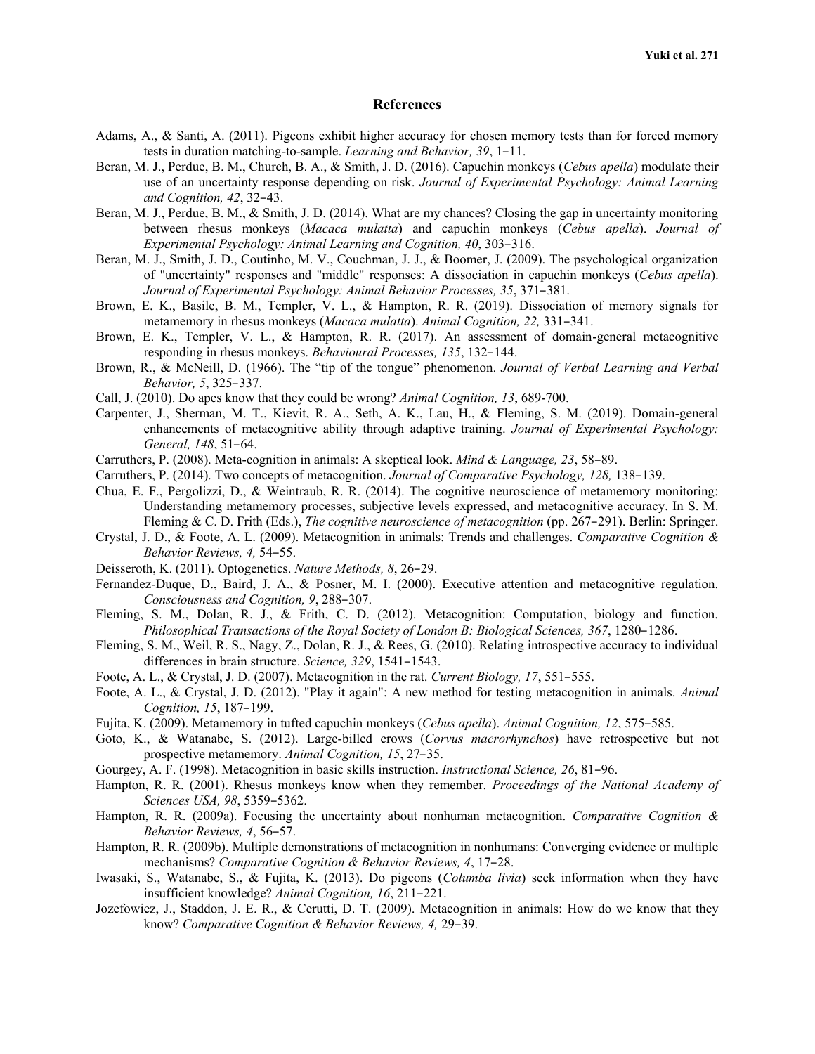## References

Adams, A., & Santi, A. (2011). Pigeons exhibit higher accuracy for chosen memory tests than for forced memory tests in duration matching-to-sample. *Learning and Behavior, 39*, 1–11.

Beran, M. J., Perdue, B. M., Church, B. A., & Smith, J. D. (2016). Capuchin monkeys (*Cebus apella*) modulate their use of an uncertainty response depending on risk. *Journal of Experimental Psychology: Animal Learning and Cognition, 42*, 32–43.

Beran, M. J., Perdue, B. M., & Smith, J. D. (2014). What are my chances? Closing the gap in uncertainty monitoring between rhesus monkeys (*Macaca mulatta*) and capuchin monkeys (*Cebus apella*). *Journal of Experimental Psychology: Animal Learning and Cognition, 40*, 303–316.

Beran, M. J., Smith, J. D., Coutinho, M. V., Couchman, J. J., & Boomer, J. (2009). The psychological organization of "uncertainty" responses and "middle" responses: A dissociation in capuchin monkeys (*Cebus apella*). *Journal of Experimental Psychology: Animal Behavior Processes, 35*, 371–381.

Brown, E. K., Basile, B. M., Templer, V. L., & Hampton, R. R. (2019). Dissociation of memory signals for metamemory in rhesus monkeys (*Macaca mulatta*). *Animal Cognition, 22,* 331–341.

Brown, E. K., Templer, V. L., & Hampton, R. R. (2017). An assessment of domain-general metacognitive responding in rhesus monkeys. *Behavioural Processes, 135*, 132–144.

Brown, R., & McNeill, D. (1966). The "tip of the tongue" phenomenon. *Journal of Verbal Learning and Verbal Behavior, 5*, 325–337.

Call, J. (2010). Do apes know that they could be wrong? *Animal Cognition, 13*, 689-700.

Carpenter, J., Sherman, M. T., Kievit, R. A., Seth, A. K., Lau, H., & Fleming, S. M. (2019). Domain-general enhancements of metacognitive ability through adaptive training. *Journal of Experimental Psychology: General, 148*, 51–64.

Carruthers, P. (2008). Meta-cognition in animals: A skeptical look. *Mind & Language, 23*, 58–89.

Carruthers, P. (2014). Two concepts of metacognition. *Journal of Comparative Psychology, 128,* 138–139.

Chua, E. F., Pergolizzi, D., & Weintraub, R. R. (2014). The cognitive neuroscience of metamemory monitoring: Understanding metamemory processes, subjective levels expressed, and metacognitive accuracy. In S. M. Fleming & C. D. Frith (Eds.), *The cognitive neuroscience of metacognition* (pp. 267–291). Berlin: Springer.

Crystal, J. D., & Foote, A. L. (2009). Metacognition in animals: Trends and challenges. *Comparative Cognition & Behavior Reviews, 4,* 54–55.

Deisseroth, K. (2011). Optogenetics. *Nature Methods, 8*, 26–29.

Fernandez-Duque, D., Baird, J. A., & Posner, M. I. (2000). Executive attention and metacognitive regulation. *Consciousness and Cognition, 9*, 288–307.

Fleming, S. M., Dolan, R. J., & Frith, C. D. (2012). Metacognition: Computation, biology and function. *Philosophical Transactions of the Royal Society of London B: Biological Sciences, 367*, 1280–1286.

Fleming, S. M., Weil, R. S., Nagy, Z., Dolan, R. J., & Rees, G. (2010). Relating introspective accuracy to individual differences in brain structure. *Science, 329*, 1541–1543.

Foote, A. L., & Crystal, J. D. (2007). Metacognition in the rat. *Current Biology, 17*, 551–555.

Foote, A. L., & Crystal, J. D. (2012). "Play it again": A new method for testing metacognition in animals. *Animal Cognition, 15*, 187–199.

Fujita, K. (2009). Metamemory in tufted capuchin monkeys (*Cebus apella*). *Animal Cognition, 12*, 575–585.

Goto, K., & Watanabe, S. (2012). Large-billed crows (*Corvus macrorhynchos*) have retrospective but not prospective metamemory. *Animal Cognition, 15*, 27–35.

Gourgey, A. F. (1998). Metacognition in basic skills instruction. *Instructional Science, 26*, 81–96.

Hampton, R. R. (2001). Rhesus monkeys know when they remember. *Proceedings of the National Academy of Sciences USA, 98*, 5359–5362.

Hampton, R. R. (2009a). Focusing the uncertainty about nonhuman metacognition. *Comparative Cognition & Behavior Reviews, 4*, 56–57.

Hampton, R. R. (2009b). Multiple demonstrations of metacognition in nonhumans: Converging evidence or multiple mechanisms? *Comparative Cognition & Behavior Reviews, 4*, 17–28.

Iwasaki, S., Watanabe, S., & Fujita, K. (2013). Do pigeons (*Columba livia*) seek information when they have insufficient knowledge? *Animal Cognition, 16*, 211–221.

Jozefowiez, J., Staddon, J. E. R., & Cerutti, D. T. (2009). Metacognition in animals: How do we know that they know? *Comparative Cognition & Behavior Reviews, 4,* 29–39.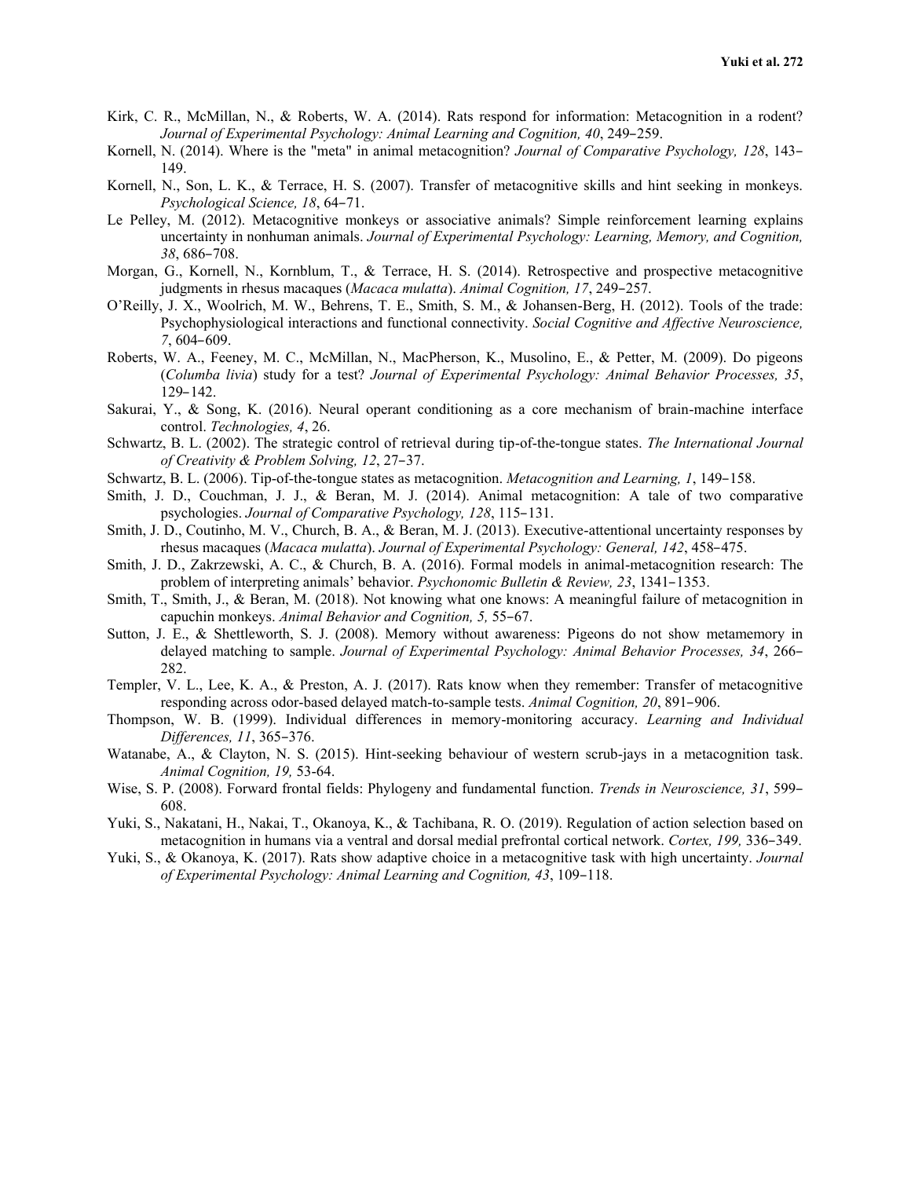Kirk, C. R., McMillan, N., & Roberts, W. A. (2014). Rats respond for information: Metacognition in a rodent? *Journal of Experimental Psychology: Animal Learning and Cognition, 40*, 249–259.

Kornell, N. (2014). Where is the "meta" in animal metacognition? *Journal of Comparative Psychology, 128*, 143–149.

Kornell, N., Son, L. K., & Terrace, H. S. (2007). Transfer of metacognitive skills and hint seeking in monkeys. *Psychological Science, 18*, 64–71.

Le Pelley, M. (2012). Metacognitive monkeys or associative animals? Simple reinforcement learning explains uncertainty in nonhuman animals. *Journal of Experimental Psychology: Learning, Memory, and Cognition, 38*, 686–708.

Morgan, G., Kornell, N., Kornblum, T., & Terrace, H. S. (2014). Retrospective and prospective metacognitive judgments in rhesus macaques (*Macaca mulatta*). *Animal Cognition, 17*, 249–257.

O'Reilly, J. X., Woolrich, M. W., Behrens, T. E., Smith, S. M., & Johansen-Berg, H. (2012). Tools of the trade: Psychophysiological interactions and functional connectivity. *Social Cognitive and Affective Neuroscience, 7*, 604–609.

Roberts, W. A., Feeney, M. C., McMillan, N., MacPherson, K., Musolino, E., & Petter, M. (2009). Do pigeons (*Columba livia*) study for a test? *Journal of Experimental Psychology: Animal Behavior Processes, 35*, 129–142.

Sakurai, Y., & Song, K. (2016). Neural operant conditioning as a core mechanism of brain-machine interface control. *Technologies, 4*, 26.

Schwartz, B. L. (2002). The strategic control of retrieval during tip-of-the-tongue states. *The International Journal of Creativity & Problem Solving, 12*, 27–37.

Schwartz, B. L. (2006). Tip-of-the-tongue states as metacognition. *Metacognition and Learning, 1*, 149–158.

Smith, J. D., Couchman, J. J., & Beran, M. J. (2014). Animal metacognition: A tale of two comparative psychologies. *Journal of Comparative Psychology, 128*, 115–131.

Smith, J. D., Coutinho, M. V., Church, B. A., & Beran, M. J. (2013). Executive-attentional uncertainty responses by rhesus macaques (*Macaca mulatta*). *Journal of Experimental Psychology: General, 142*, 458–475.

Smith, J. D., Zakrzewski, A. C., & Church, B. A. (2016). Formal models in animal-metacognition research: The problem of interpreting animals' behavior. *Psychonomic Bulletin & Review, 23*, 1341–1353.

Smith, T., Smith, J., & Beran, M. (2018). Not knowing what one knows: A meaningful failure of metacognition in capuchin monkeys. *Animal Behavior and Cognition, 5,* 55–67.

Sutton, J. E., & Shettleworth, S. J. (2008). Memory without awareness: Pigeons do not show metamemory in delayed matching to sample. *Journal of Experimental Psychology: Animal Behavior Processes, 34*, 266–282.

Templer, V. L., Lee, K. A., & Preston, A. J. (2017). Rats know when they remember: Transfer of metacognitive responding across odor-based delayed match-to-sample tests. *Animal Cognition, 20*, 891–906.

Thompson, W. B. (1999). Individual differences in memory-monitoring accuracy. *Learning and Individual Differences, 11*, 365–376.

Watanabe, A., & Clayton, N. S. (2015). Hint-seeking behaviour of western scrub-jays in a metacognition task. *Animal Cognition, 19,* 53-64.

Wise, S. P. (2008). Forward frontal fields: Phylogeny and fundamental function. *Trends in Neuroscience, 31*, 599–608.

Yuki, S., Nakatani, H., Nakai, T., Okanoya, K., & Tachibana, R. O. (2019). Regulation of action selection based on metacognition in humans via a ventral and dorsal medial prefrontal cortical network. *Cortex, 199,* 336–349.

Yuki, S., & Okanoya, K. (2017). Rats show adaptive choice in a metacognitive task with high uncertainty. *Journal of Experimental Psychology: Animal Learning and Cognition, 43*, 109–118.